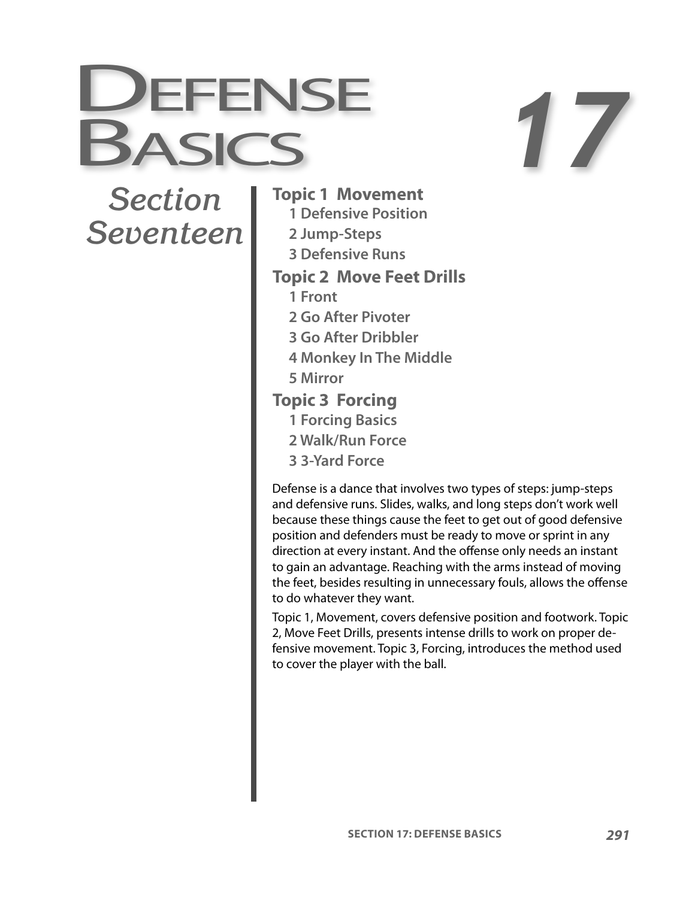# Defense Basics 17

*Section Seventeen*

**Topic 1 Movement**
- 1 Defensive Position
- 2 Jump-Steps
- 3 Defensive Runs

**Topic 2 Move Feet Drills**
- 1 Front
- 2 Go After Pivoter
- 3 Go After Dribbler
- 4 Monkey In The Middle
- 5 Mirror

**Topic 3 Forcing**
- 1 Forcing Basics
- 2 Walk/Run Force
- 3 3-Yard Force

Defense is a dance that involves two types of steps: jump-steps and defensive runs. Slides, walks, and long steps don't work well because these things cause the feet to get out of good defensive position and defenders must be ready to move or sprint in any direction at every instant. And the offense only needs an instant to gain an advantage. Reaching with the arms instead of moving the feet, besides resulting in unnecessary fouls, allows the offense to do whatever they want.

Topic 1, Movement, covers defensive position and footwork. Topic 2, Move Feet Drills, presents intense drills to work on proper defensive movement. Topic 3, Forcing, introduces the method used to cover the player with the ball.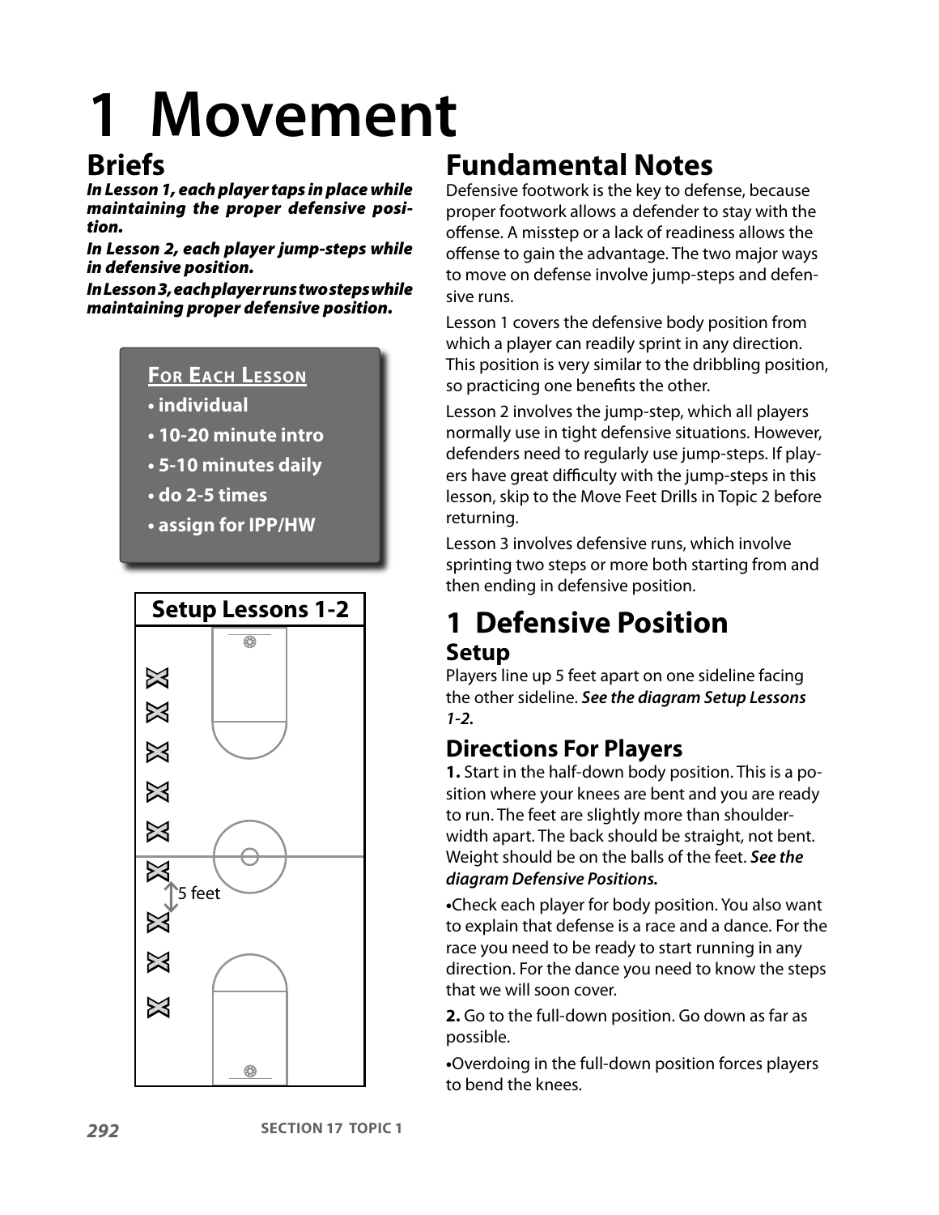# 1 Movement

## Briefs

***In Lesson 1, each player taps in place while maintaining the proper defensive position.***

***In Lesson 2, each player jump-steps while in defensive position.***

***In Lesson 3, each player runs two steps while maintaining proper defensive position.***

**For Each Lesson**

- **individual**
- **10-20 minute intro**
- **5-10 minutes daily**
- **do 2-5 times**
- **assign for IPP/HW**

**Setup Lessons 1-2**

5 feet

## Fundamental Notes

Defensive footwork is the key to defense, because proper footwork allows a defender to stay with the offense. A misstep or a lack of readiness allows the offense to gain the advantage. The two major ways to move on defense involve jump-steps and defensive runs.

Lesson 1 covers the defensive body position from which a player can readily sprint in any direction. This position is very similar to the dribbling position, so practicing one benefits the other.

Lesson 2 involves the jump-step, which all players normally use in tight defensive situations. However, defenders need to regularly use jump-steps. If players have great difficulty with the jump-steps in this lesson, skip to the Move Feet Drills in Topic 2 before returning.

Lesson 3 involves defensive runs, which involve sprinting two steps or more both starting from and then ending in defensive position.

## 1 Defensive Position

### Setup

Players line up 5 feet apart on one sideline facing the other sideline. ***See the diagram Setup Lessons 1-2.***

### Directions For Players

**1.** Start in the half-down body position. This is a position where your knees are bent and you are ready to run. The feet are slightly more than shoulder-width apart. The back should be straight, not bent. Weight should be on the balls of the feet. ***See the diagram Defensive Positions.***

•Check each player for body position. You also want to explain that defense is a race and a dance. For the race you need to be ready to start running in any direction. For the dance you need to know the steps that we will soon cover.

**2.** Go to the full-down position. Go down as far as possible.

•Overdoing in the full-down position forces players to bend the knees.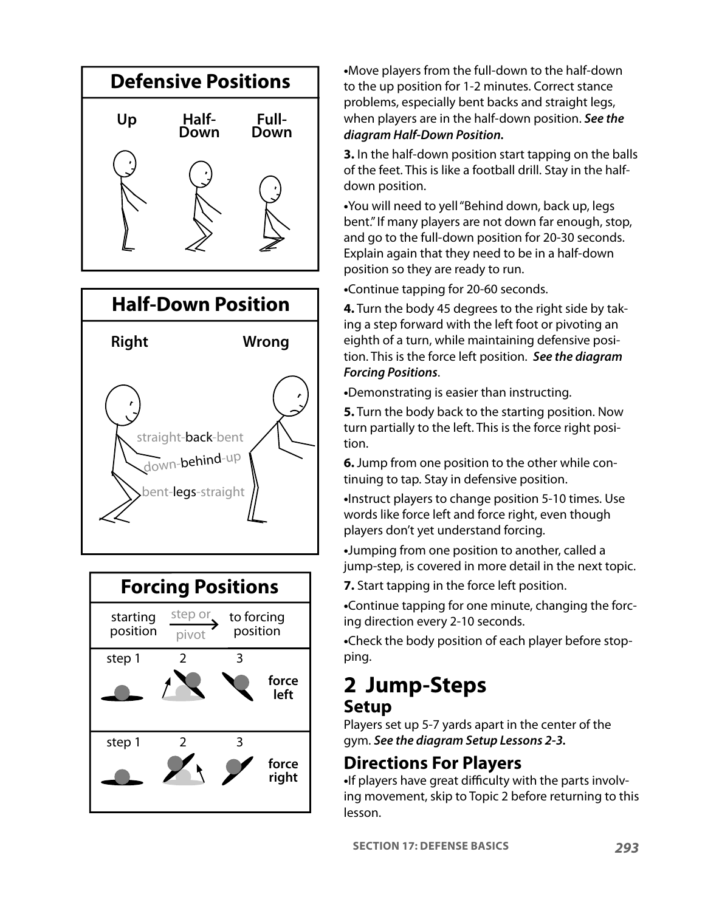## Defensive Positions

Up

Half-Down

Full-Down

## Half-Down Position

Right

Wrong

straight-back-bent

down-behind-up

bent-legs-straight

## Forcing Positions

starting position

step or pivot

to forcing position

step 1 2 3 force left

step 1 2 3 force right

•Move players from the full-down to the half-down to the up position for 1-2 minutes. Correct stance problems, especially bent backs and straight legs, when players are in the half-down position. ***See the diagram Half-Down Position.***

**3.** In the half-down position start tapping on the balls of the feet. This is like a football drill. Stay in the half-down position.

•You will need to yell "Behind down, back up, legs bent." If many players are not down far enough, stop, and go to the full-down position for 20-30 seconds. Explain again that they need to be in a half-down position so they are ready to run.

•Continue tapping for 20-60 seconds.

**4.** Turn the body 45 degrees to the right side by taking a step forward with the left foot or pivoting an eighth of a turn, while maintaining defensive position. This is the force left position. ***See the diagram Forcing Positions***.

•Demonstrating is easier than instructing.

**5.** Turn the body back to the starting position. Now turn partially to the left. This is the force right position.

**6.** Jump from one position to the other while continuing to tap. Stay in defensive position.

•Instruct players to change position 5-10 times. Use words like force left and force right, even though players don't yet understand forcing.

•Jumping from one position to another, called a jump-step, is covered in more detail in the next topic.

**7.** Start tapping in the force left position.

•Continue tapping for one minute, changing the forcing direction every 2-10 seconds.

•Check the body position of each player before stopping.

# 2 Jump-Steps

### Setup

Players set up 5-7 yards apart in the center of the gym. ***See the diagram Setup Lessons 2-3.***

### Directions For Players

•If players have great difficulty with the parts involving movement, skip to Topic 2 before returning to this lesson.